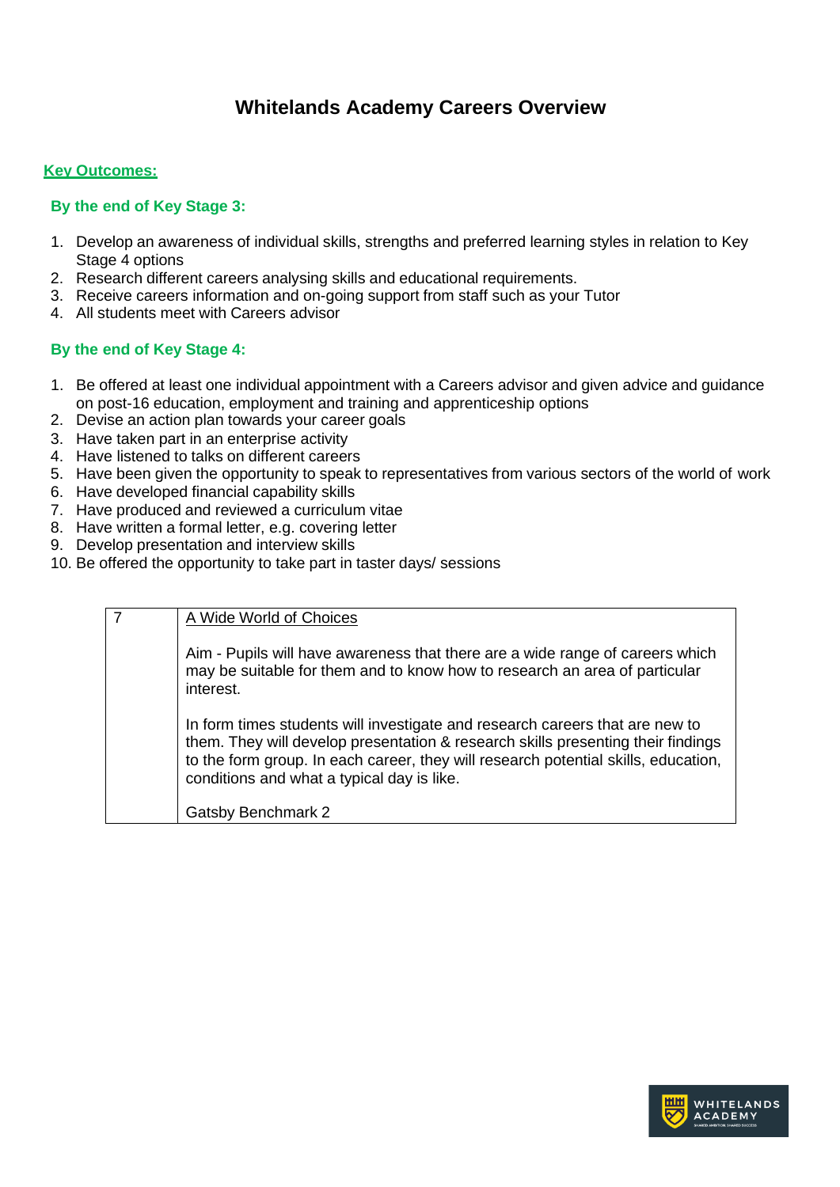# Whitelands Academy Careers Overview

## Key Outcomes:

### By the end of Key Stage 3:

1. Develop an awareness of individual skills, strengths and preferred learning styles in relation to Key Stage 4 options
2. Research different careers analysing skills and educational requirements.
3. Receive careers information and on-going support from staff such as your Tutor
4. All students meet with Careers advisor

### By the end of Key Stage 4:

1. Be offered at least one individual appointment with a Careers advisor and given advice and guidance on post-16 education, employment and training and apprenticeship options
2. Devise an action plan towards your career goals
3. Have taken part in an enterprise activity
4. Have listened to talks on different careers
5. Have been given the opportunity to speak to representatives from various sectors of the world of work
6. Have developed financial capability skills
7. Have produced and reviewed a curriculum vitae
8. Have written a formal letter, e.g. covering letter
9. Develop presentation and interview skills
10. Be offered the opportunity to take part in taster days/ sessions

| 7 | A Wide World of Choices<br><br>Aim - Pupils will have awareness that there are a wide range of careers which may be suitable for them and to know how to research an area of particular interest.<br><br>In form times students will investigate and research careers that are new to them. They will develop presentation & research skills presenting their findings to the form group. In each career, they will research potential skills, education, conditions and what a typical day is like.<br><br>Gatsby Benchmark 2 |
|---|---|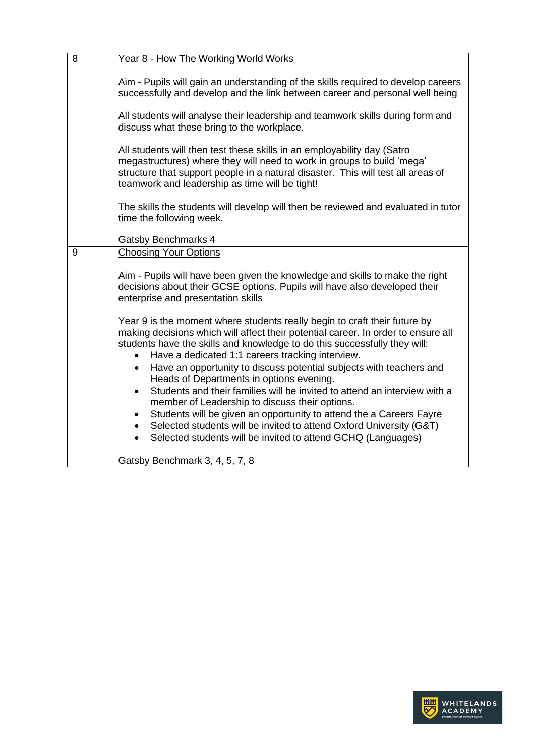| | |
|---|---|
| 8 | <u>Year 8 - How The Working World Works</u><br><br>Aim - Pupils will gain an understanding of the skills required to develop careers successfully and develop and the link between career and personal well being<br><br>All students will analyse their leadership and teamwork skills during form and discuss what these bring to the workplace.<br><br>All students will then test these skills in an employability day (Satro megastructures) where they will need to work in groups to build 'mega' structure that support people in a natural disaster. This will test all areas of teamwork and leadership as time will be tight!<br><br>The skills the students will develop will then be reviewed and evaluated in tutor time the following week.<br><br>Gatsby Benchmarks 4 |
| 9 | <u>Choosing Your Options</u><br><br>Aim - Pupils will have been given the knowledge and skills to make the right decisions about their GCSE options. Pupils will have also developed their enterprise and presentation skills<br><br>Year 9 is the moment where students really begin to craft their future by making decisions which will affect their potential career. In order to ensure all students have the skills and knowledge to do this successfully they will:<br>• Have a dedicated 1:1 careers tracking interview.<br>• Have an opportunity to discuss potential subjects with teachers and Heads of Departments in options evening.<br>• Students and their families will be invited to attend an interview with a member of Leadership to discuss their options.<br>• Students will be given an opportunity to attend the a Careers Fayre<br>• Selected students will be invited to attend Oxford University (G&T)<br>• Selected students will be invited to attend GCHQ (Languages)<br><br>Gatsby Benchmark 3, 4, 5, 7, 8 |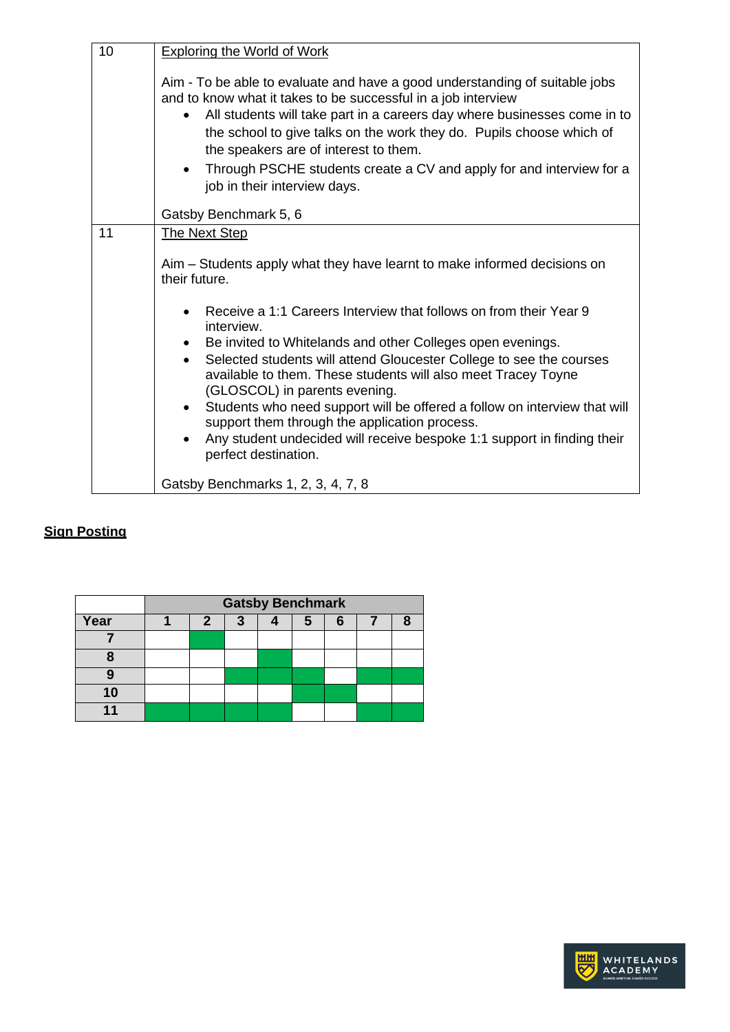| | |
|---|---|
| 10 | Exploring the World of Work<br><br>Aim - To be able to evaluate and have a good understanding of suitable jobs and to know what it takes to be successful in a job interview<br>• All students will take part in a careers day where businesses come in to the school to give talks on the work they do. Pupils choose which of the speakers are of interest to them.<br>• Through PSCHE students create a CV and apply for and interview for a job in their interview days.<br><br>Gatsby Benchmark 5, 6 |
| 11 | The Next Step<br><br>Aim – Students apply what they have learnt to make informed decisions on their future.<br><br>• Receive a 1:1 Careers Interview that follows on from their Year 9 interview.<br>• Be invited to Whitelands and other Colleges open evenings.<br>• Selected students will attend Gloucester College to see the courses available to them. These students will also meet Tracey Toyne (GLOSCOL) in parents evening.<br>• Students who need support will be offered a follow on interview that will support them through the application process.<br>• Any student undecided will receive bespoke 1:1 support in finding their perfect destination.<br><br>Gatsby Benchmarks 1, 2, 3, 4, 7, 8 |

## Sign Posting

| | Gatsby Benchmark | | | | | | | |
|---|---|---|---|---|---|---|---|---|
| **Year** | **1** | **2** | **3** | **4** | **5** | **6** | **7** | **8** |
| **7** | | ■ | | | | | | |
| **8** | | | | ■ | | | | |
| **9** | | | ■ | ■ | ■ | | ■ | ■ |
| **10** | | | | | ■ | ■ | | |
| **11** | ■ | ■ | ■ | ■ | | | ■ | ■ |